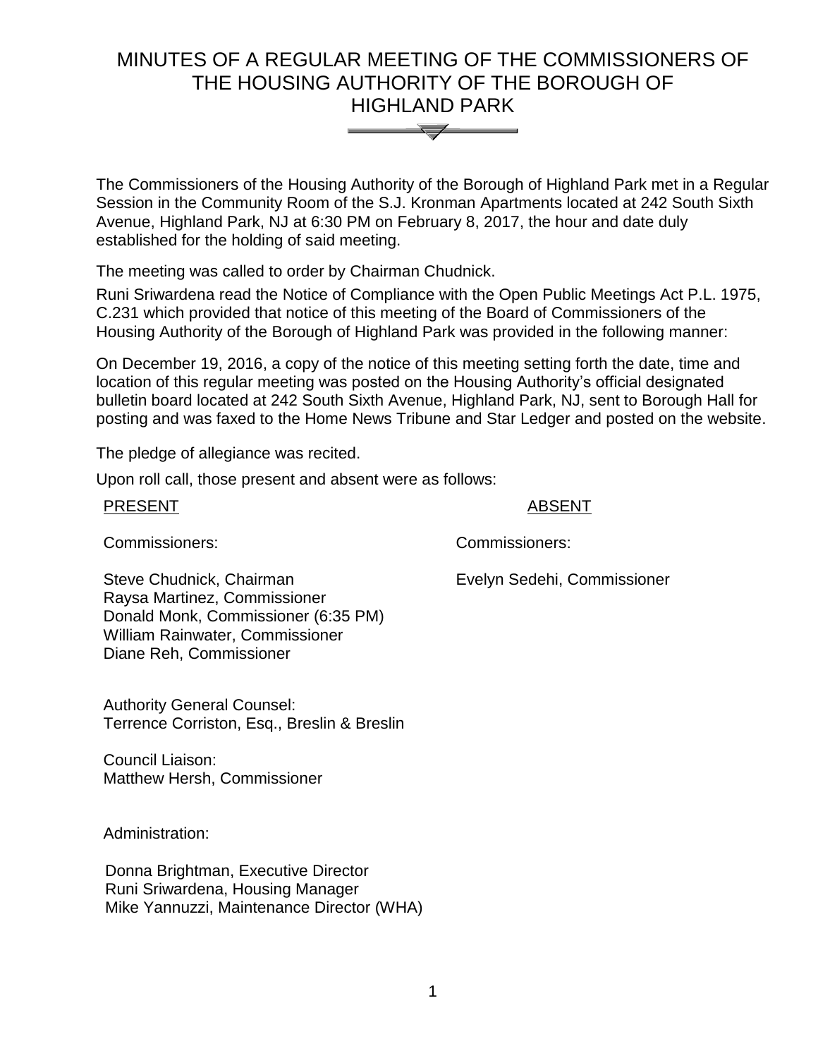# MINUTES OF A REGULAR MEETING OF THE COMMISSIONERS OF THE HOUSING AUTHORITY OF THE BOROUGH OF HIGHLAND PARK

The Commissioners of the Housing Authority of the Borough of Highland Park met in a Regular Session in the Community Room of the S.J. Kronman Apartments located at 242 South Sixth Avenue, Highland Park, NJ at 6:30 PM on February 8, 2017, the hour and date duly established for the holding of said meeting.

The meeting was called to order by Chairman Chudnick.

Runi Sriwardena read the Notice of Compliance with the Open Public Meetings Act P.L. 1975, C.231 which provided that notice of this meeting of the Board of Commissioners of the Housing Authority of the Borough of Highland Park was provided in the following manner:

On December 19, 2016, a copy of the notice of this meeting setting forth the date, time and location of this regular meeting was posted on the Housing Authority's official designated bulletin board located at 242 South Sixth Avenue, Highland Park, NJ, sent to Borough Hall for posting and was faxed to the Home News Tribune and Star Ledger and posted on the website.

The pledge of allegiance was recited.

Upon roll call, those present and absent were as follows:

| PRESENT | ABSENT |
|---|---|
| Commissioners: | Commissioners: |
| Steve Chudnick, Chairman<br>Raysa Martinez, Commissioner<br>Donald Monk, Commissioner (6:35 PM)<br>William Rainwater, Commissioner<br>Diane Reh, Commissioner | Evelyn Sedehi, Commissioner |

Authority General Counsel:
Terrence Corriston, Esq., Breslin & Breslin

Council Liaison:
Matthew Hersh, Commissioner

Administration:

Donna Brightman, Executive Director
Runi Sriwardena, Housing Manager
Mike Yannuzzi, Maintenance Director (WHA)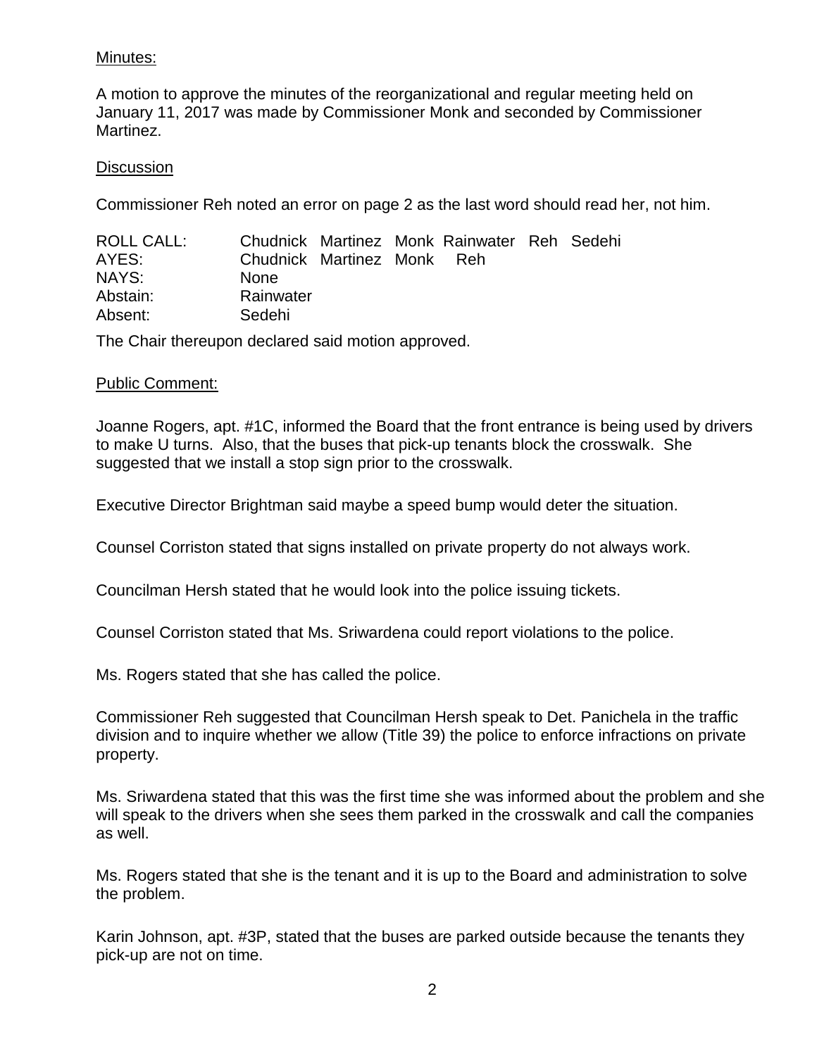Minutes:

A motion to approve the minutes of the reorganizational and regular meeting held on January 11, 2017 was made by Commissioner Monk and seconded by Commissioner Martinez.

Discussion

Commissioner Reh noted an error on page 2 as the last word should read her, not him.

| | | | | | | |
|---|---|---|---|---|---|---|
| ROLL CALL: | Chudnick | Martinez | Monk | Rainwater | Reh | Sedehi |
| AYES: | Chudnick | Martinez | Monk | Reh | | |
| NAYS: | None | | | | | |
| Abstain: | Rainwater | | | | | |
| Absent: | Sedehi | | | | | |

The Chair thereupon declared said motion approved.

Public Comment:

Joanne Rogers, apt. #1C, informed the Board that the front entrance is being used by drivers to make U turns. Also, that the buses that pick-up tenants block the crosswalk. She suggested that we install a stop sign prior to the crosswalk.

Executive Director Brightman said maybe a speed bump would deter the situation.

Counsel Corriston stated that signs installed on private property do not always work.

Councilman Hersh stated that he would look into the police issuing tickets.

Counsel Corriston stated that Ms. Sriwardena could report violations to the police.

Ms. Rogers stated that she has called the police.

Commissioner Reh suggested that Councilman Hersh speak to Det. Panichela in the traffic division and to inquire whether we allow (Title 39) the police to enforce infractions on private property.

Ms. Sriwardena stated that this was the first time she was informed about the problem and she will speak to the drivers when she sees them parked in the crosswalk and call the companies as well.

Ms. Rogers stated that she is the tenant and it is up to the Board and administration to solve the problem.

Karin Johnson, apt. #3P, stated that the buses are parked outside because the tenants they pick-up are not on time.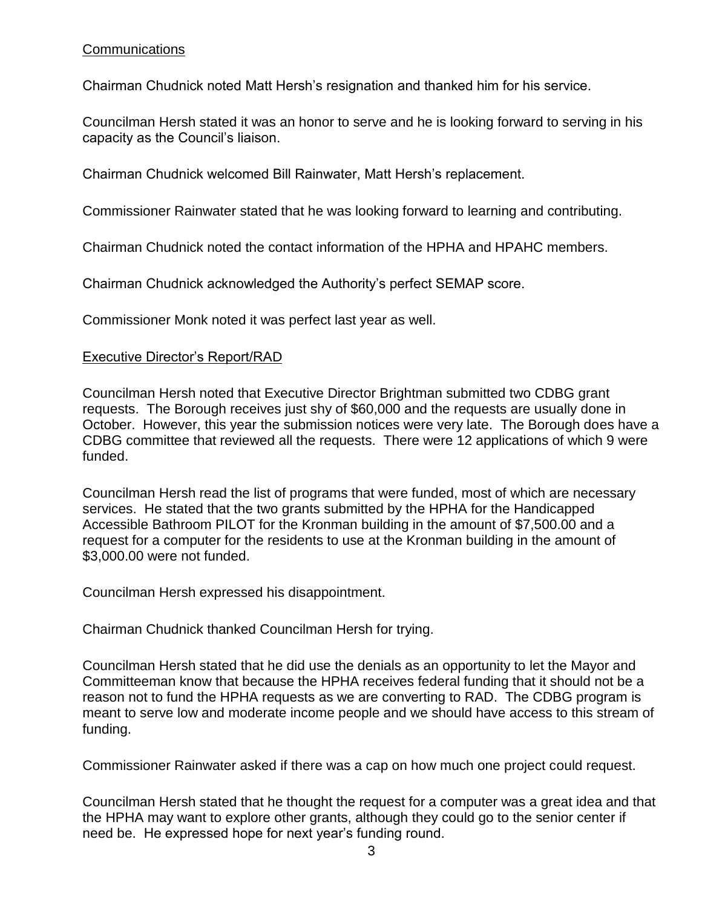<u>Communications</u>

Chairman Chudnick noted Matt Hersh's resignation and thanked him for his service.

Councilman Hersh stated it was an honor to serve and he is looking forward to serving in his capacity as the Council's liaison.

Chairman Chudnick welcomed Bill Rainwater, Matt Hersh's replacement.

Commissioner Rainwater stated that he was looking forward to learning and contributing.

Chairman Chudnick noted the contact information of the HPHA and HPAHC members.

Chairman Chudnick acknowledged the Authority's perfect SEMAP score.

Commissioner Monk noted it was perfect last year as well.

<u>Executive Director's Report/RAD</u>

Councilman Hersh noted that Executive Director Brightman submitted two CDBG grant requests. The Borough receives just shy of $60,000 and the requests are usually done in October. However, this year the submission notices were very late. The Borough does have a CDBG committee that reviewed all the requests. There were 12 applications of which 9 were funded.

Councilman Hersh read the list of programs that were funded, most of which are necessary services. He stated that the two grants submitted by the HPHA for the Handicapped Accessible Bathroom PILOT for the Kronman building in the amount of $7,500.00 and a request for a computer for the residents to use at the Kronman building in the amount of $3,000.00 were not funded.

Councilman Hersh expressed his disappointment.

Chairman Chudnick thanked Councilman Hersh for trying.

Councilman Hersh stated that he did use the denials as an opportunity to let the Mayor and Committeeman know that because the HPHA receives federal funding that it should not be a reason not to fund the HPHA requests as we are converting to RAD. The CDBG program is meant to serve low and moderate income people and we should have access to this stream of funding.

Commissioner Rainwater asked if there was a cap on how much one project could request.

Councilman Hersh stated that he thought the request for a computer was a great idea and that the HPHA may want to explore other grants, although they could go to the senior center if need be. He expressed hope for next year's funding round.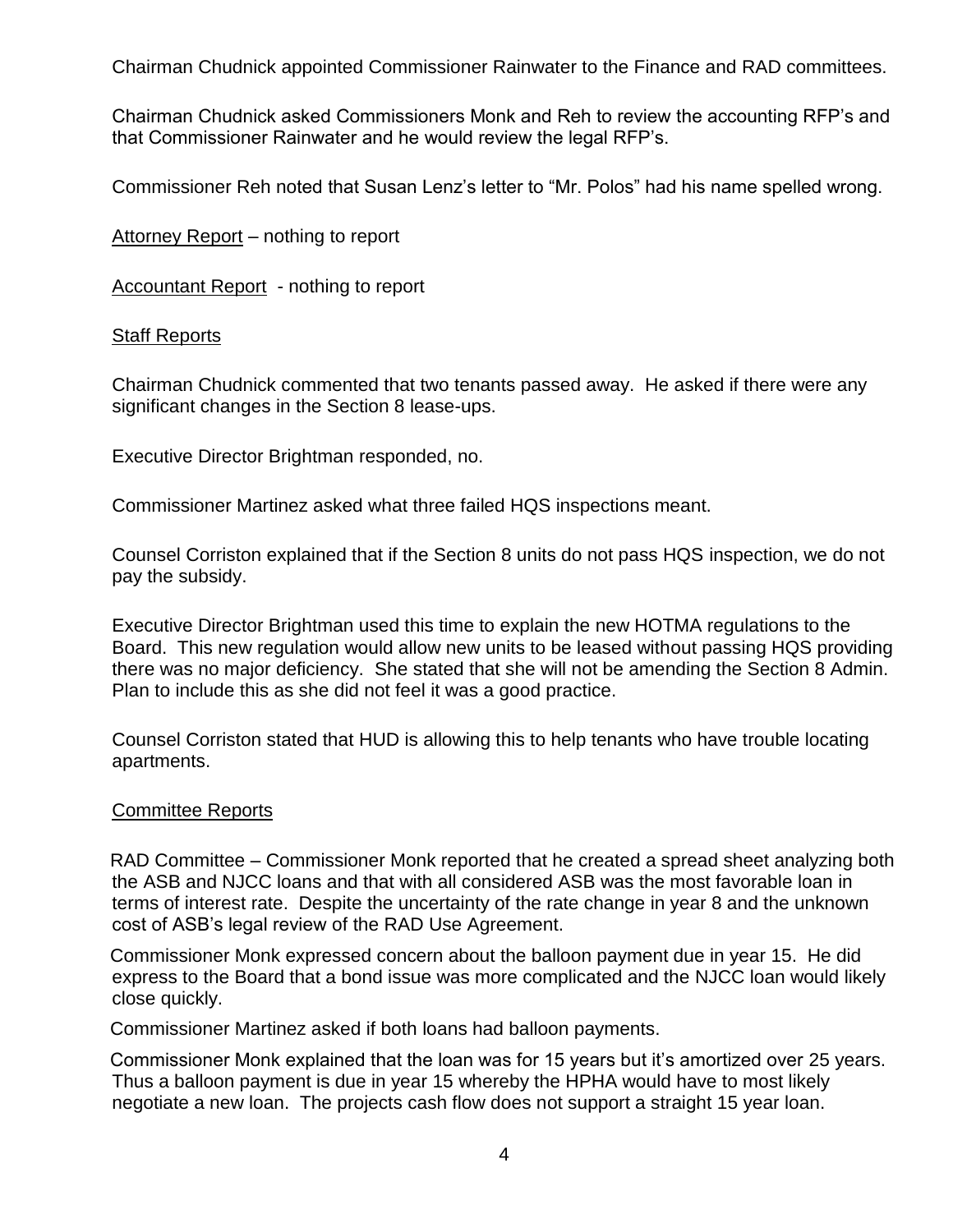Chairman Chudnick appointed Commissioner Rainwater to the Finance and RAD committees.

Chairman Chudnick asked Commissioners Monk and Reh to review the accounting RFP's and that Commissioner Rainwater and he would review the legal RFP's.

Commissioner Reh noted that Susan Lenz's letter to "Mr. Polos" had his name spelled wrong.

<u>Attorney Report</u> – nothing to report

<u>Accountant Report</u> - nothing to report

<u>Staff Reports</u>

Chairman Chudnick commented that two tenants passed away. He asked if there were any significant changes in the Section 8 lease-ups.

Executive Director Brightman responded, no.

Commissioner Martinez asked what three failed HQS inspections meant.

Counsel Corriston explained that if the Section 8 units do not pass HQS inspection, we do not pay the subsidy.

Executive Director Brightman used this time to explain the new HOTMA regulations to the Board. This new regulation would allow new units to be leased without passing HQS providing there was no major deficiency. She stated that she will not be amending the Section 8 Admin. Plan to include this as she did not feel it was a good practice.

Counsel Corriston stated that HUD is allowing this to help tenants who have trouble locating apartments.

<u>Committee Reports</u>

RAD Committee – Commissioner Monk reported that he created a spread sheet analyzing both the ASB and NJCC loans and that with all considered ASB was the most favorable loan in terms of interest rate. Despite the uncertainty of the rate change in year 8 and the unknown cost of ASB's legal review of the RAD Use Agreement.

Commissioner Monk expressed concern about the balloon payment due in year 15. He did express to the Board that a bond issue was more complicated and the NJCC loan would likely close quickly.

Commissioner Martinez asked if both loans had balloon payments.

Commissioner Monk explained that the loan was for 15 years but it's amortized over 25 years. Thus a balloon payment is due in year 15 whereby the HPHA would have to most likely negotiate a new loan. The projects cash flow does not support a straight 15 year loan.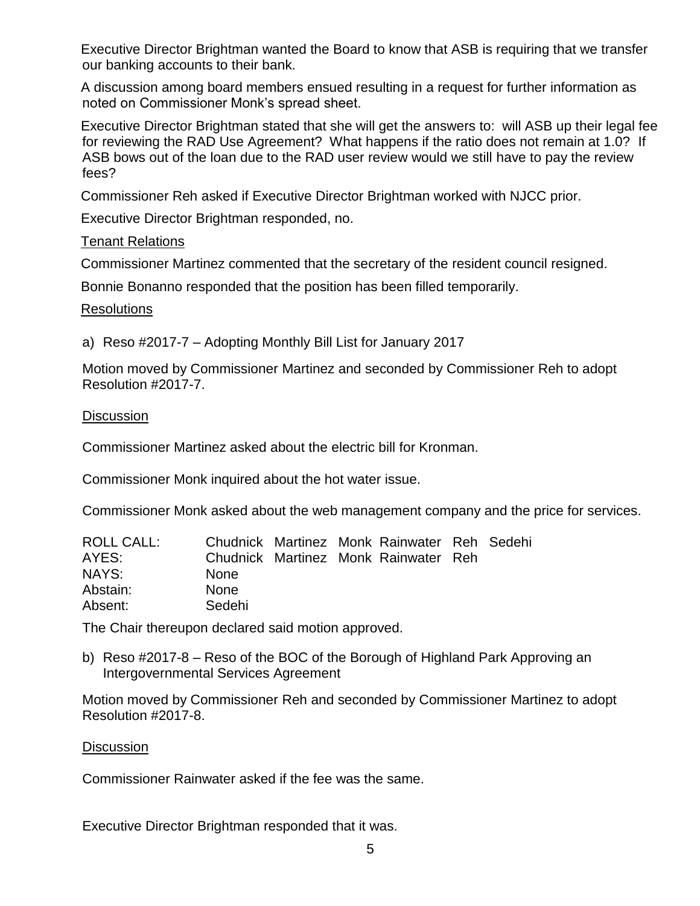Executive Director Brightman wanted the Board to know that ASB is requiring that we transfer our banking accounts to their bank.

A discussion among board members ensued resulting in a request for further information as noted on Commissioner Monk's spread sheet.

Executive Director Brightman stated that she will get the answers to: will ASB up their legal fee for reviewing the RAD Use Agreement? What happens if the ratio does not remain at 1.0? If ASB bows out of the loan due to the RAD user review would we still have to pay the review fees?

Commissioner Reh asked if Executive Director Brightman worked with NJCC prior.

Executive Director Brightman responded, no.

Tenant Relations

Commissioner Martinez commented that the secretary of the resident council resigned.

Bonnie Bonanno responded that the position has been filled temporarily.

Resolutions

a) Reso #2017-7 – Adopting Monthly Bill List for January 2017

Motion moved by Commissioner Martinez and seconded by Commissioner Reh to adopt Resolution #2017-7.

Discussion

Commissioner Martinez asked about the electric bill for Kronman.

Commissioner Monk inquired about the hot water issue.

Commissioner Monk asked about the web management company and the price for services.

| | | | | | | |
|---|---|---|---|---|---|---|
| ROLL CALL: | Chudnick | Martinez | Monk | Rainwater | Reh | Sedehi |
| AYES: | Chudnick | Martinez | Monk | Rainwater | Reh | |
| NAYS: | None | | | | | |
| Abstain: | None | | | | | |
| Absent: | Sedehi | | | | | |

The Chair thereupon declared said motion approved.

b) Reso #2017-8 – Reso of the BOC of the Borough of Highland Park Approving an Intergovernmental Services Agreement

Motion moved by Commissioner Reh and seconded by Commissioner Martinez to adopt Resolution #2017-8.

Discussion

Commissioner Rainwater asked if the fee was the same.

Executive Director Brightman responded that it was.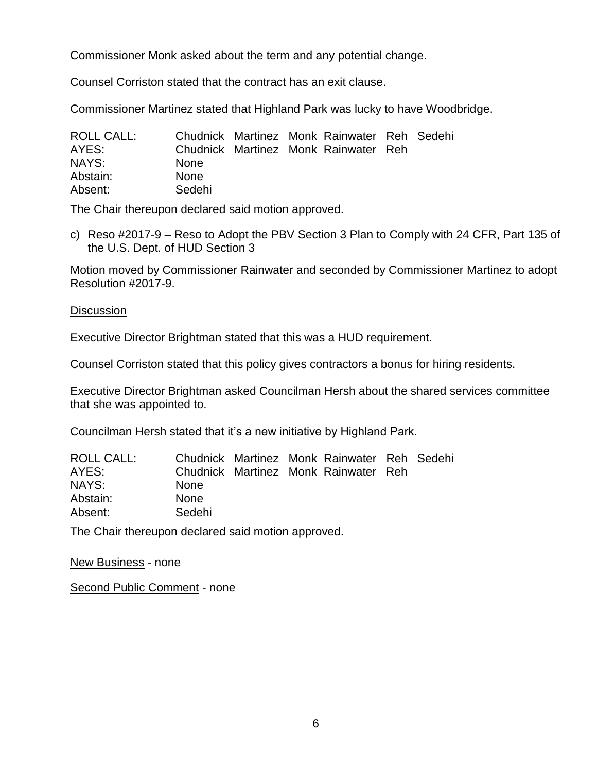Commissioner Monk asked about the term and any potential change.

Counsel Corriston stated that the contract has an exit clause.

Commissioner Martinez stated that Highland Park was lucky to have Woodbridge.

| ROLL CALL: | Chudnick | Martinez | Monk | Rainwater | Reh | Sedehi |
|---|---|---|---|---|---|---|
| AYES: | Chudnick | Martinez | Monk | Rainwater | Reh | |
| NAYS: | None | | | | | |
| Abstain: | None | | | | | |
| Absent: | Sedehi | | | | | |

The Chair thereupon declared said motion approved.

c) Reso #2017-9 – Reso to Adopt the PBV Section 3 Plan to Comply with 24 CFR, Part 135 of the U.S. Dept. of HUD Section 3

Motion moved by Commissioner Rainwater and seconded by Commissioner Martinez to adopt Resolution #2017-9.

Discussion

Executive Director Brightman stated that this was a HUD requirement.

Counsel Corriston stated that this policy gives contractors a bonus for hiring residents.

Executive Director Brightman asked Councilman Hersh about the shared services committee that she was appointed to.

Councilman Hersh stated that it's a new initiative by Highland Park.

| ROLL CALL: | Chudnick | Martinez | Monk | Rainwater | Reh | Sedehi |
|---|---|---|---|---|---|---|
| AYES: | Chudnick | Martinez | Monk | Rainwater | Reh | |
| NAYS: | None | | | | | |
| Abstain: | None | | | | | |
| Absent: | Sedehi | | | | | |

The Chair thereupon declared said motion approved.

New Business - none

Second Public Comment - none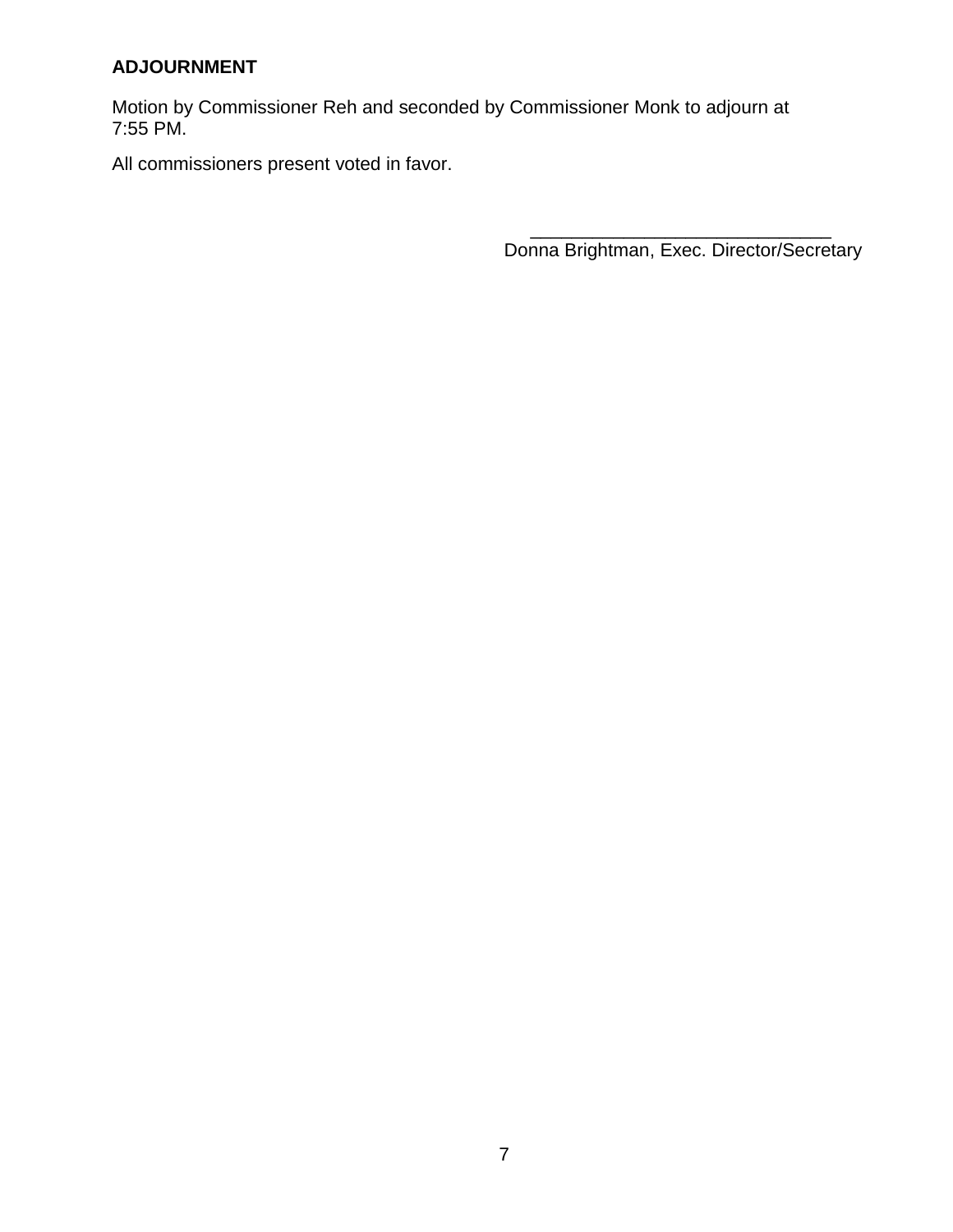**ADJOURNMENT**

Motion by Commissioner Reh and seconded by Commissioner Monk to adjourn at 7:55 PM.

All commissioners present voted in favor.

_____________________________
Donna Brightman, Exec. Director/Secretary